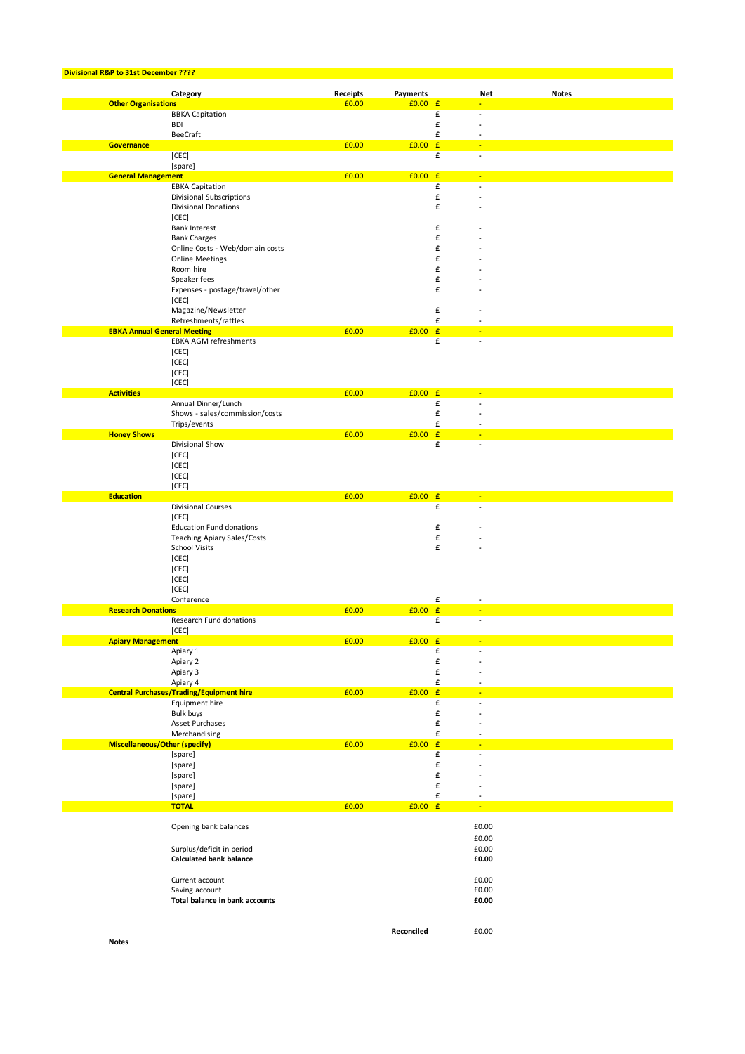**Divisional R&P to 31st December ????**

| | Category | Receipts | Payments | | Net | Notes |
|---|---|---|---|---|---|---|
| **Other Organisations** | | £0.00 | £0.00 | £ | - | |
| | BBKA Capitation | | | £ | - | |
| | BDI | | | £ | - | |
| | BeeCraft | | | £ | - | |
| **Governance** | | £0.00 | £0.00 | £ | - | |
| | [CEC] | | | £ | - | |
| | [spare] | | | | | |
| **General Management** | | £0.00 | £0.00 | £ | - | |
| | EBKA Capitation | | | £ | - | |
| | Divisional Subscriptions | | | £ | - | |
| | Divisional Donations | | | £ | - | |
| | [CEC] | | | | | |
| | Bank Interest | | | £ | - | |
| | Bank Charges | | | £ | - | |
| | Online Costs - Web/domain costs | | | £ | - | |
| | Online Meetings | | | £ | - | |
| | Room hire | | | £ | - | |
| | Speaker fees | | | £ | - | |
| | Expenses - postage/travel/other | | | £ | - | |
| | [CEC] | | | | | |
| | Magazine/Newsletter | | | £ | - | |
| | Refreshments/raffles | | | £ | - | |
| **EBKA Annual General Meeting** | | £0.00 | £0.00 | £ | - | |
| | EBKA AGM refreshments | | | £ | - | |
| | [CEC] | | | | | |
| | [CEC] | | | | | |
| | [CEC] | | | | | |
| | [CEC] | | | | | |
| **Activities** | | £0.00 | £0.00 | £ | - | |
| | Annual Dinner/Lunch | | | £ | - | |
| | Shows - sales/commission/costs | | | £ | - | |
| | Trips/events | | | £ | - | |
| **Honey Shows** | | £0.00 | £0.00 | £ | - | |
| | Divisional Show | | | £ | - | |
| | [CEC] | | | | | |
| | [CEC] | | | | | |
| | [CEC] | | | | | |
| | [CEC] | | | | | |
| **Education** | | £0.00 | £0.00 | £ | - | |
| | Divisional Courses | | | £ | - | |
| | [CEC] | | | | | |
| | Education Fund donations | | | £ | - | |
| | Teaching Apiary Sales/Costs | | | £ | - | |
| | School Visits | | | £ | - | |
| | [CEC] | | | | | |
| | [CEC] | | | | | |
| | [CEC] | | | | | |
| | [CEC] | | | | | |
| | Conference | | | £ | - | |
| **Research Donations** | | £0.00 | £0.00 | £ | - | |
| | Research Fund donations | | | £ | - | |
| | [CEC] | | | | | |
| **Apiary Management** | | £0.00 | £0.00 | £ | - | |
| | Apiary 1 | | | £ | - | |
| | Apiary 2 | | | £ | - | |
| | Apiary 3 | | | £ | - | |
| | Apiary 4 | | | £ | - | |
| **Central Purchases/Trading/Equipment hire** | | £0.00 | £0.00 | £ | - | |
| | Equipment hire | | | £ | - | |
| | Bulk buys | | | £ | - | |
| | Asset Purchases | | | £ | - | |
| | Merchandising | | | £ | - | |
| **Miscellaneous/Other (specify)** | | £0.00 | £0.00 | £ | - | |
| | [spare] | | | £ | - | |
| | [spare] | | | £ | - | |
| | [spare] | | | £ | - | |
| | [spare] | | | £ | - | |
| | [spare] | | | £ | - | |
| | **TOTAL** | £0.00 | £0.00 | £ | - | |
| | Opening bank balances | | | | £0.00 | |
| | | | | | £0.00 | |
| | Surplus/deficit in period | | | | £0.00 | |
| | **Calculated bank balance** | | | | **£0.00** | |
| | Current account | | | | £0.00 | |
| | Saving account | | | | £0.00 | |
| | **Total balance in bank accounts** | | | | **£0.00** | |
| | | | **Reconciled** | | £0.00 | |

**Notes**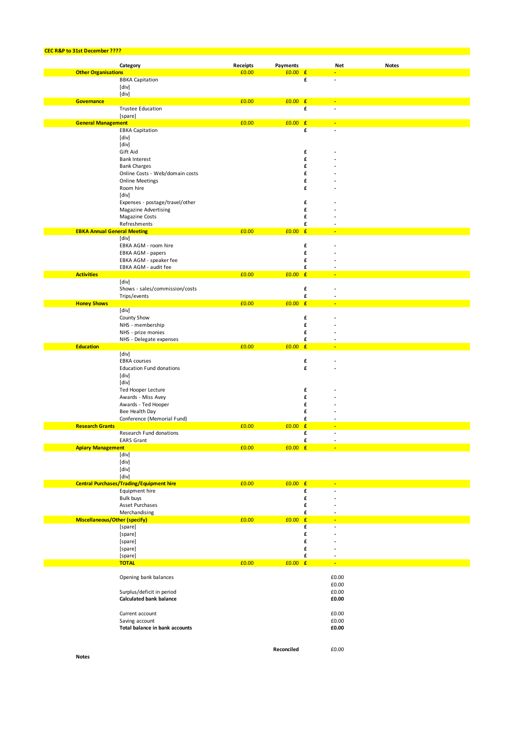**CEC R&P to 31st December ????**

| | Category | Receipts | Payments | | Net | Notes |
|---|---|---|---|---|---|---|
| **Other Organisations** | | £0.00 | £0.00 | £ | - | |
| | BBKA Capitation | | | £ | - | |
| | [div] | | | | | |
| | [div] | | | | | |
| **Governance** | | £0.00 | £0.00 | £ | - | |
| | Trustee Education | | | £ | - | |
| | [spare] | | | | | |
| **General Management** | | £0.00 | £0.00 | £ | - | |
| | EBKA Capitation | | | £ | - | |
| | [div] | | | | | |
| | [div] | | | | | |
| | Gift Aid | | | £ | - | |
| | Bank Interest | | | £ | - | |
| | Bank Charges | | | £ | - | |
| | Online Costs - Web/domain costs | | | £ | - | |
| | Online Meetings | | | £ | - | |
| | Room hire | | | £ | - | |
| | [div] | | | | | |
| | Expenses - postage/travel/other | | | £ | - | |
| | Magazine Advertising | | | £ | - | |
| | Magazine Costs | | | £ | - | |
| | Refreshments | | | £ | - | |
| **EBKA Annual General Meeting** | | £0.00 | £0.00 | £ | - | |
| | [div] | | | | | |
| | EBKA AGM - room hire | | | £ | - | |
| | EBKA AGM - papers | | | £ | - | |
| | EBKA AGM - speaker fee | | | £ | - | |
| | EBKA AGM - audit fee | | | £ | - | |
| **Activities** | | £0.00 | £0.00 | £ | - | |
| | [div] | | | | | |
| | Shows - sales/commission/costs | | | £ | - | |
| | Trips/events | | | £ | - | |
| **Honey Shows** | | £0.00 | £0.00 | £ | - | |
| | [div] | | | | | |
| | County Show | | | £ | - | |
| | NHS - membership | | | £ | - | |
| | NHS - prize monies | | | £ | - | |
| | NHS - Delegate expenses | | | £ | - | |
| **Education** | | £0.00 | £0.00 | £ | - | |
| | [div] | | | | | |
| | EBKA courses | | | £ | - | |
| | Education Fund donations | | | £ | - | |
| | [div] | | | | | |
| | [div] | | | | | |
| | Ted Hooper Lecture | | | £ | - | |
| | Awards - Miss Avey | | | £ | - | |
| | Awards - Ted Hooper | | | £ | - | |
| | Bee Health Day | | | £ | - | |
| | Conference (Memorial Fund) | | | £ | - | |
| **Research Grants** | | £0.00 | £0.00 | £ | - | |
| | Research Fund donations | | | £ | - | |
| | EARS Grant | | | £ | - | |
| **Apiary Management** | | £0.00 | £0.00 | £ | - | |
| | [div] | | | | | |
| | [div] | | | | | |
| | [div] | | | | | |
| | [div] | | | | | |
| **Central Purchases/Trading/Equipment hire** | | £0.00 | £0.00 | £ | - | |
| | Equipment hire | | | £ | - | |
| | Bulk buys | | | £ | - | |
| | Asset Purchases | | | £ | - | |
| | Merchandising | | | £ | - | |
| **Miscellaneous/Other (specify)** | | £0.00 | £0.00 | £ | - | |
| | [spare] | | | £ | - | |
| | [spare] | | | £ | - | |
| | [spare] | | | £ | - | |
| | [spare] | | | £ | - | |
| | [spare] | | | £ | - | |
| | **TOTAL** | £0.00 | £0.00 | £ | - | |

| | |
|---|---|
| Opening bank balances | £0.00 |
| | £0.00 |
| Surplus/deficit in period | £0.00 |
| **Calculated bank balance** | **£0.00** |
| | |
| Current account | £0.00 |
| Saving account | £0.00 |
| **Total balance in bank accounts** | **£0.00** |
| | |
| **Reconciled** | £0.00 |

**Notes**